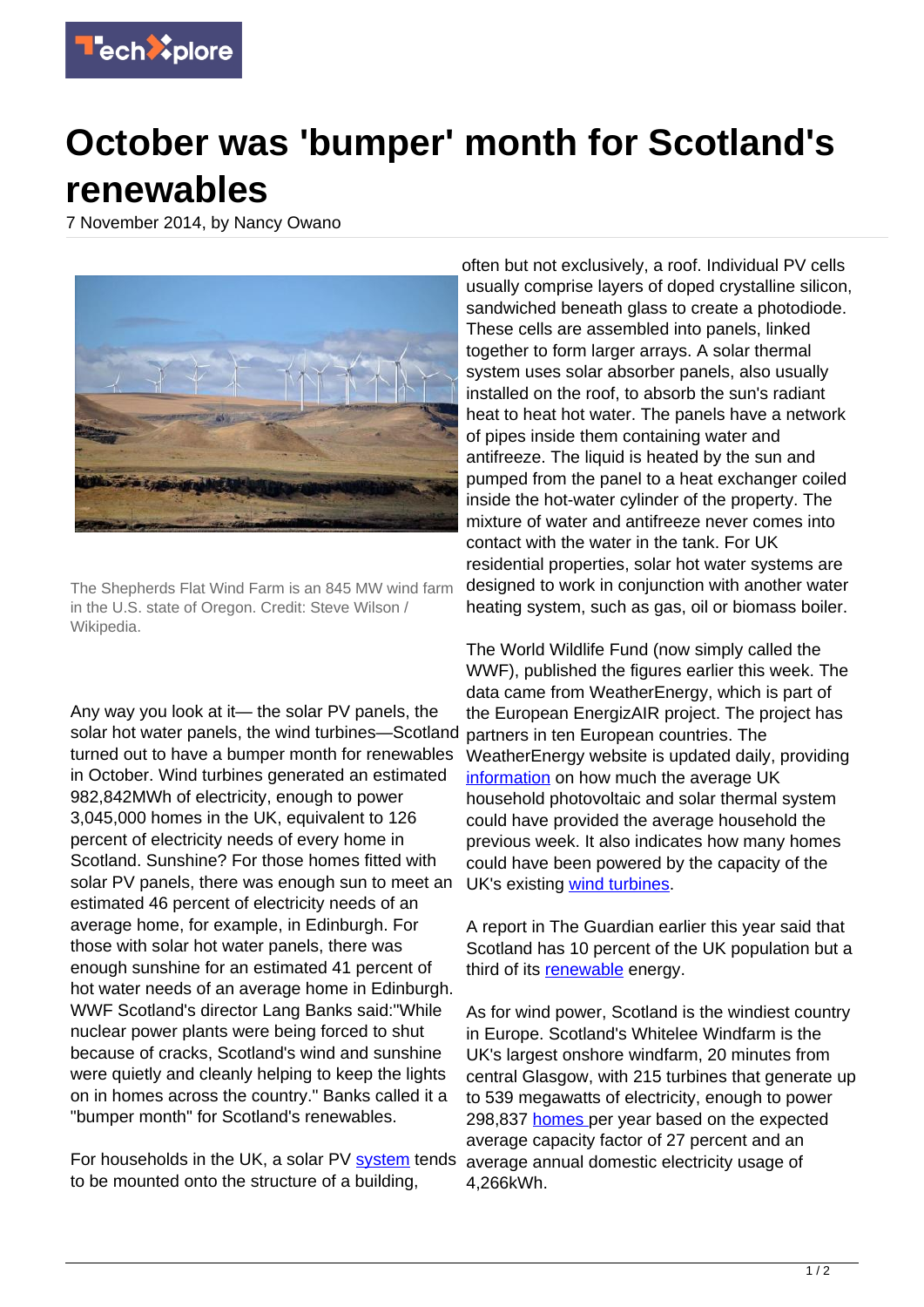# October was 'bumper' month for Scotland's renewables

7 November 2014, by Nancy Owano

The Shepherds Flat Wind Farm is an 845 MW wind farm in the U.S. state of Oregon. Credit: Steve Wilson / Wikipedia.

Any way you look at it— the solar PV panels, the solar hot water panels, the wind turbines—Scotland turned out to have a bumper month for renewables in October. Wind turbines generated an estimated 982,842MWh of electricity, enough to power 3,045,000 homes in the UK, equivalent to 126 percent of electricity needs of every home in Scotland. Sunshine? For those homes fitted with solar PV panels, there was enough sun to meet an estimated 46 percent of electricity needs of an average home, for example, in Edinburgh. For those with solar hot water panels, there was enough sunshine for an estimated 41 percent of hot water needs of an average home in Edinburgh. WWF Scotland's director Lang Banks said:"While nuclear power plants were being forced to shut because of cracks, Scotland's wind and sunshine were quietly and cleanly helping to keep the lights on in homes across the country." Banks called it a "bumper month" for Scotland's renewables.

For households in the UK, a solar PV system tends to be mounted onto the structure of a building, often but not exclusively, a roof. Individual PV cells usually comprise layers of doped crystalline silicon, sandwiched beneath glass to create a photodiode. These cells are assembled into panels, linked together to form larger arrays. A solar thermal system uses solar absorber panels, also usually installed on the roof, to absorb the sun's radiant heat to heat hot water. The panels have a network of pipes inside them containing water and antifreeze. The liquid is heated by the sun and pumped from the panel to a heat exchanger coiled inside the hot-water cylinder of the property. The mixture of water and antifreeze never comes into contact with the water in the tank. For UK residential properties, solar hot water systems are designed to work in conjunction with another water heating system, such as gas, oil or biomass boiler.

The World Wildlife Fund (now simply called the WWF), published the figures earlier this week. The data came from WeatherEnergy, which is part of the European EnergizAIR project. The project has partners in ten European countries. The WeatherEnergy website is updated daily, providing information on how much the average UK household photovoltaic and solar thermal system could have provided the average household the previous week. It also indicates how many homes could have been powered by the capacity of the UK's existing wind turbines.

A report in The Guardian earlier this year said that Scotland has 10 percent of the UK population but a third of its renewable energy.

As for wind power, Scotland is the windiest country in Europe. Scotland's Whitelee Windfarm is the UK's largest onshore windfarm, 20 minutes from central Glasgow, with 215 turbines that generate up to 539 megawatts of electricity, enough to power 298,837 homes per year based on the expected average capacity factor of 27 percent and an average annual domestic electricity usage of 4,266kWh.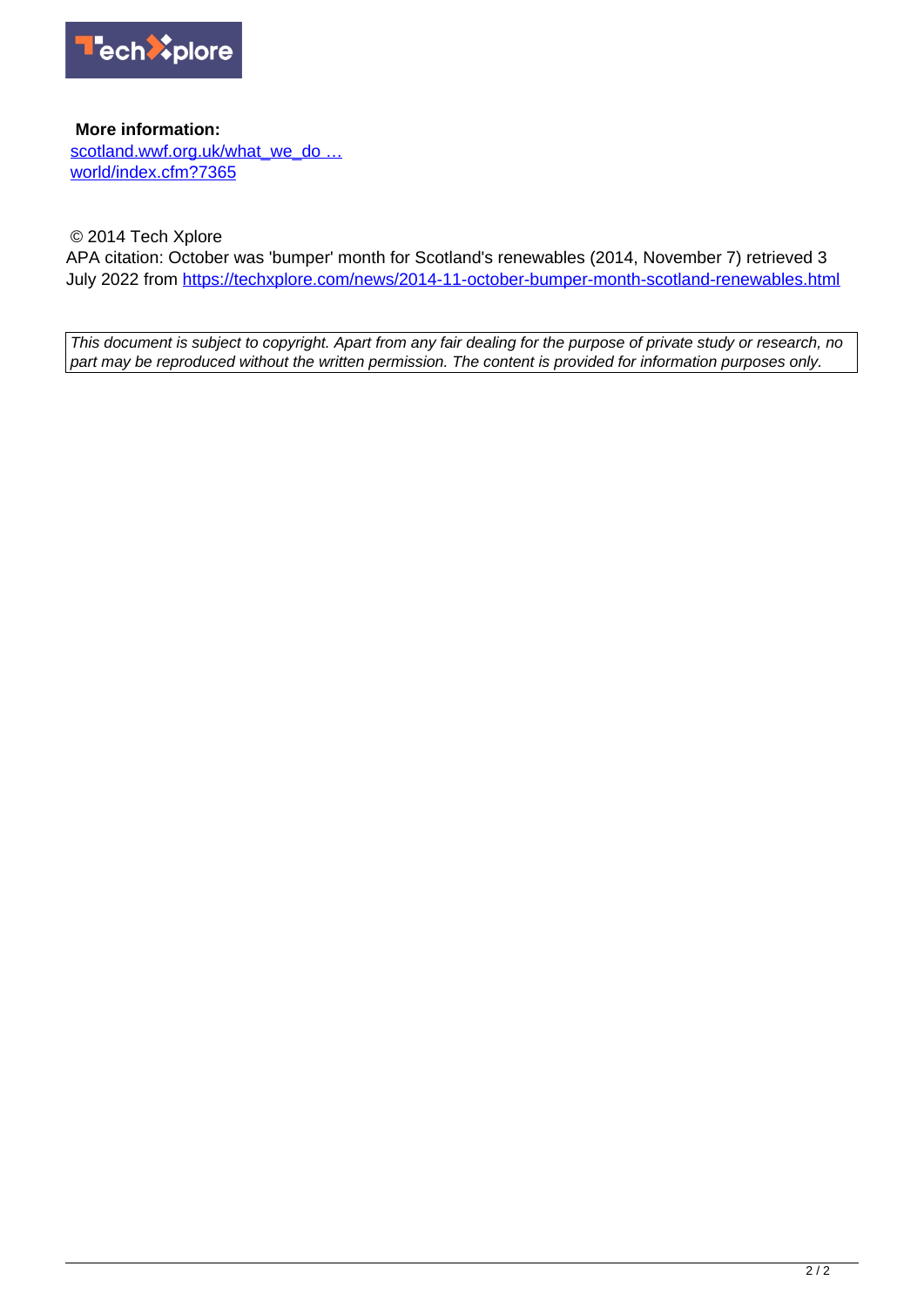**More information:**
scotland.wwf.org.uk/what_we_do … world/index.cfm?7365

© 2014 Tech Xplore

APA citation: October was 'bumper' month for Scotland's renewables (2014, November 7) retrieved 3 July 2022 from https://techxplore.com/news/2014-11-october-bumper-month-scotland-renewables.html

*This document is subject to copyright. Apart from any fair dealing for the purpose of private study or research, no part may be reproduced without the written permission. The content is provided for information purposes only.*